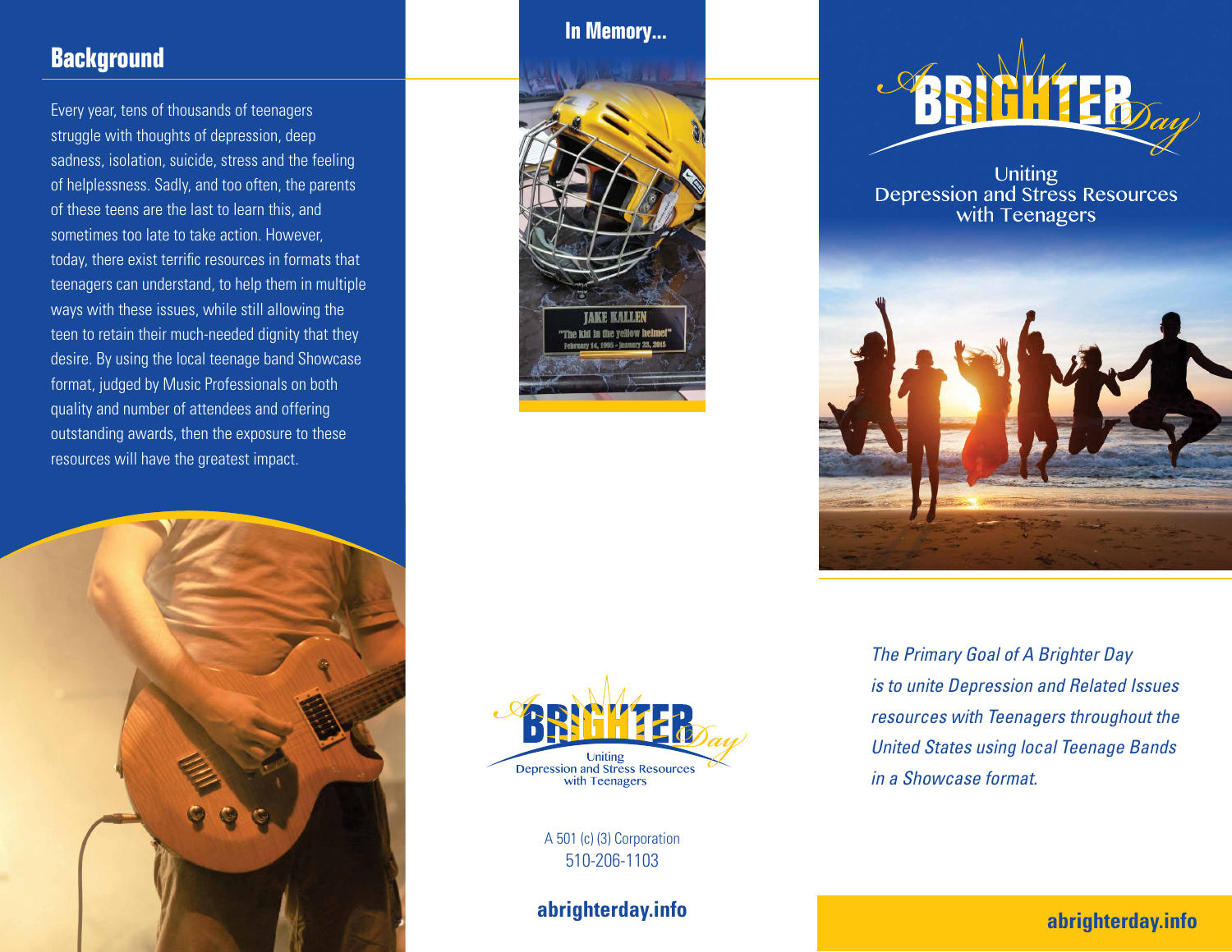## Background

Every year, tens of thousands of teenagers struggle with thoughts of depression, deep sadness, isolation, suicide, stress and the feeling of helplessness. Sadly, and too often, the parents of these teens are the last to learn this, and sometimes too late to take action. However, today, there exist terrific resources in formats that teenagers can understand, to help them in multiple ways with these issues, while still allowing the teen to retain their much-needed dignity that they desire. By using the local teenage band Showcase format, judged by Music Professionals on both quality and number of attendees and offering outstanding awards, then the exposure to these resources will have the greatest impact.

## In Memory...

JAKE KALLEN

"The kid in the yellow helmet"

February 14, 1995 - January 23, 2015

A BRIGHTER Day

Uniting Depression and Stress Resources with Teenagers

A 501 (c) (3) Corporation

510-206-1103

**abrighterday.info**

# A BRIGHTER Day

Uniting Depression and Stress Resources with Teenagers

*The Primary Goal of A Brighter Day is to unite Depression and Related Issues resources with Teenagers throughout the United States using local Teenage Bands in a Showcase format.*

**abrighterday.info**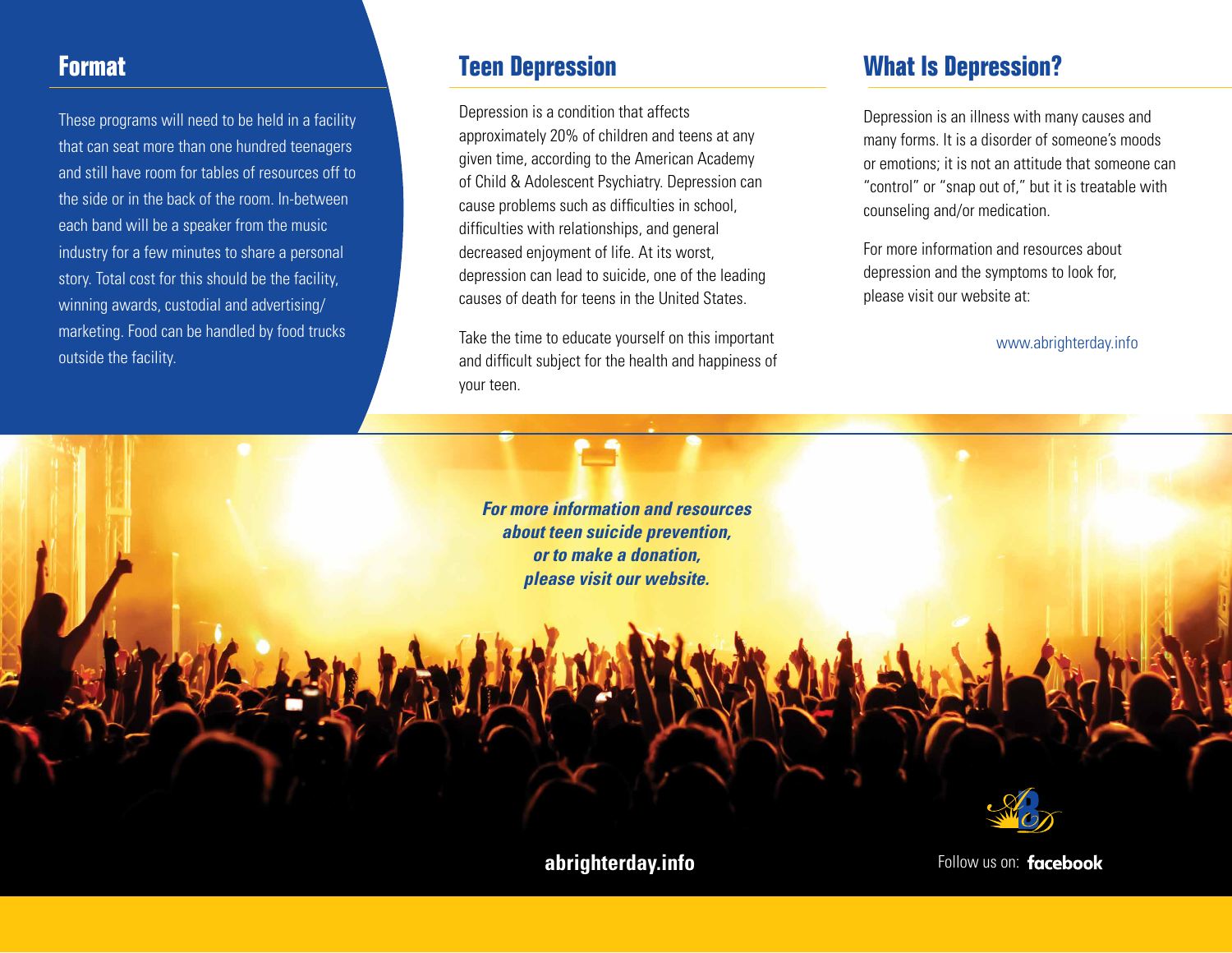## Format

These programs will need to be held in a facility that can seat more than one hundred teenagers and still have room for tables of resources off to the side or in the back of the room. In-between each band will be a speaker from the music industry for a few minutes to share a personal story. Total cost for this should be the facility, winning awards, custodial and advertising/marketing. Food can be handled by food trucks outside the facility.

## Teen Depression

Depression is a condition that affects approximately 20% of children and teens at any given time, according to the American Academy of Child & Adolescent Psychiatry. Depression can cause problems such as difficulties in school, difficulties with relationships, and general decreased enjoyment of life. At its worst, depression can lead to suicide, one of the leading causes of death for teens in the United States.

Take the time to educate yourself on this important and difficult subject for the health and happiness of your teen.

## What Is Depression?

Depression is an illness with many causes and many forms. It is a disorder of someone's moods or emotions; it is not an attitude that someone can "control" or "snap out of," but it is treatable with counseling and/or medication.

For more information and resources about depression and the symptoms to look for, please visit our website at:

www.abrighterday.info

***For more information and resources about teen suicide prevention, or to make a donation, please visit our website.***

**abrighterday.info**

Follow us on: **facebook**